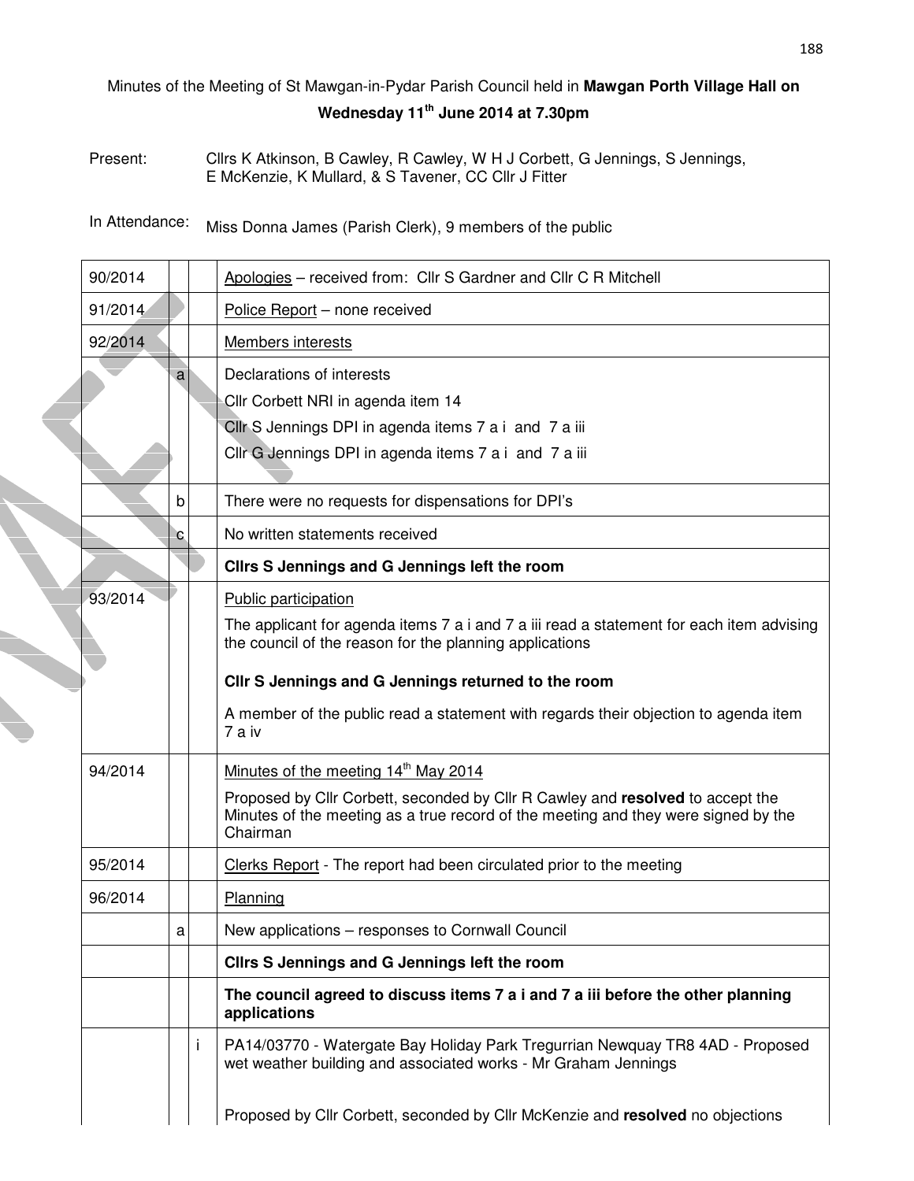Minutes of the Meeting of St Mawgan-in-Pydar Parish Council held in **Mawgan Porth Village Hall on Wednesday 11th June 2014 at 7.30pm**

Present: Cllrs K Atkinson, B Cawley, R Cawley, W H J Corbett, G Jennings, S Jennings, E McKenzie, K Mullard, & S Tavener, CC Cllr J Fitter

In Attendance: Miss Donna James (Parish Clerk), 9 members of the public

| | | | |
|---|---|---|---|
| 90/2014 | | | Apologies – received from: Cllr S Gardner and Cllr C R Mitchell |
| 91/2014 | | | Police Report – none received |
| 92/2014 | | | Members interests |
| | a | | Declarations of interests<br>Cllr Corbett NRI in agenda item 14<br>Cllr S Jennings DPI in agenda items 7 a i and 7 a iii<br>Cllr G Jennings DPI in agenda items 7 a i and 7 a iii |
| | b | | There were no requests for dispensations for DPI's |
| | c | | No written statements received |
| | | | **Cllrs S Jennings and G Jennings left the room** |
| 93/2014 | | | Public participation<br>The applicant for agenda items 7 a i and 7 a iii read a statement for each item advising the council of the reason for the planning applications<br>**Cllr S Jennings and G Jennings returned to the room**<br>A member of the public read a statement with regards their objection to agenda item 7 a iv |
| 94/2014 | | | Minutes of the meeting 14th May 2014<br>Proposed by Cllr Corbett, seconded by Cllr R Cawley and **resolved** to accept the Minutes of the meeting as a true record of the meeting and they were signed by the Chairman |
| 95/2014 | | | Clerks Report - The report had been circulated prior to the meeting |
| 96/2014 | | | Planning |
| | a | | New applications – responses to Cornwall Council |
| | | | **Cllrs S Jennings and G Jennings left the room** |
| | | | **The council agreed to discuss items 7 a i and 7 a iii before the other planning applications** |
| | | i | PA14/03770 - Watergate Bay Holiday Park Tregurrian Newquay TR8 4AD - Proposed wet weather building and associated works - Mr Graham Jennings<br>Proposed by Cllr Corbett, seconded by Cllr McKenzie and **resolved** no objections |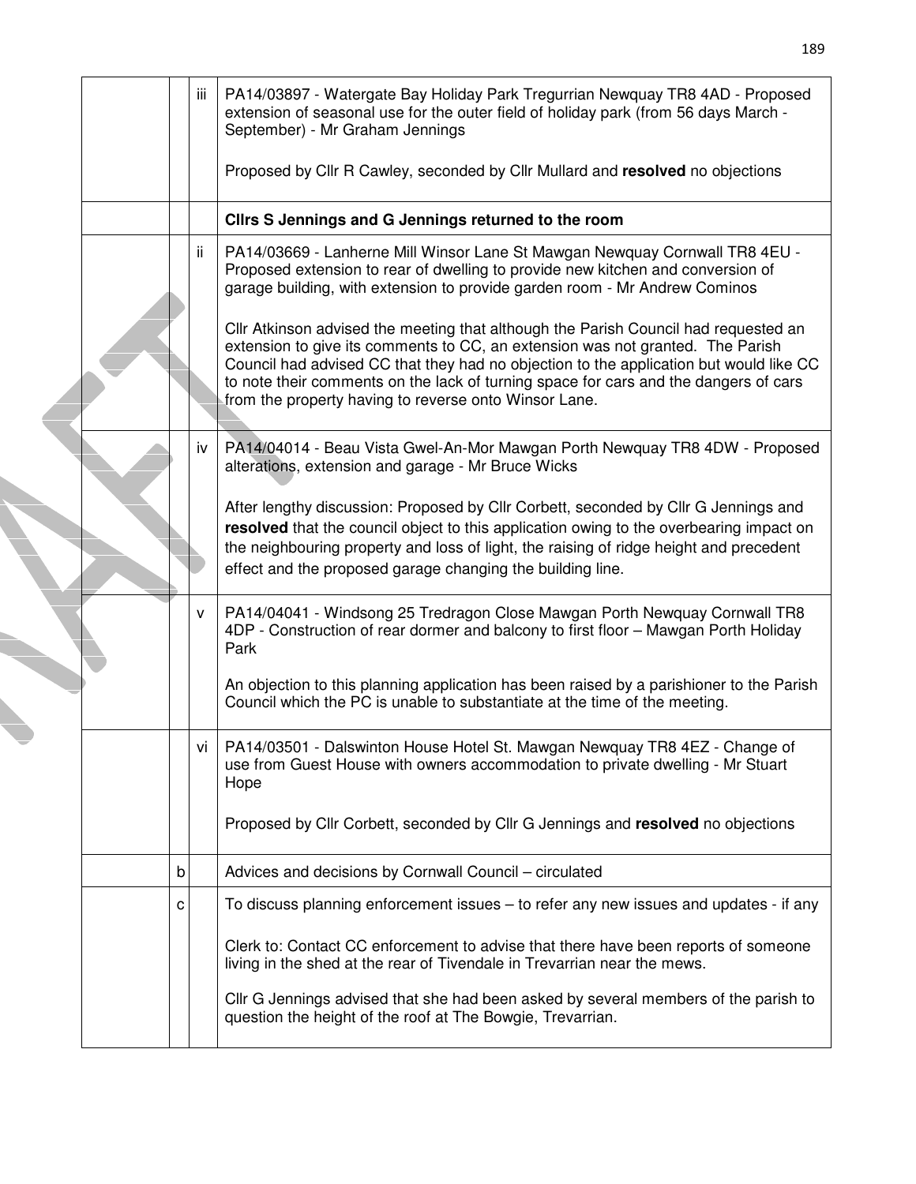| | | | |
|---|---|---|---|
| | | iii | PA14/03897 - Watergate Bay Holiday Park Tregurrian Newquay TR8 4AD - Proposed extension of seasonal use for the outer field of holiday park (from 56 days March - September) - Mr Graham Jennings<br><br>Proposed by Cllr R Cawley, seconded by Cllr Mullard and **resolved** no objections |
| | | | **Cllrs S Jennings and G Jennings returned to the room** |
| | | ii | PA14/03669 - Lanherne Mill Winsor Lane St Mawgan Newquay Cornwall TR8 4EU - Proposed extension to rear of dwelling to provide new kitchen and conversion of garage building, with extension to provide garden room - Mr Andrew Cominos<br><br>Cllr Atkinson advised the meeting that although the Parish Council had requested an extension to give its comments to CC, an extension was not granted. The Parish Council had advised CC that they had no objection to the application but would like CC to note their comments on the lack of turning space for cars and the dangers of cars from the property having to reverse onto Winsor Lane. |
| | | iv | PA14/04014 - Beau Vista Gwel-An-Mor Mawgan Porth Newquay TR8 4DW - Proposed alterations, extension and garage - Mr Bruce Wicks<br><br>After lengthy discussion: Proposed by Cllr Corbett, seconded by Cllr G Jennings and **resolved** that the council object to this application owing to the overbearing impact on the neighbouring property and loss of light, the raising of ridge height and precedent effect and the proposed garage changing the building line. |
| | | v | PA14/04041 - Windsong 25 Tredragon Close Mawgan Porth Newquay Cornwall TR8 4DP - Construction of rear dormer and balcony to first floor – Mawgan Porth Holiday Park<br><br>An objection to this planning application has been raised by a parishioner to the Parish Council which the PC is unable to substantiate at the time of the meeting. |
| | | vi | PA14/03501 - Dalswinton House Hotel St. Mawgan Newquay TR8 4EZ - Change of use from Guest House with owners accommodation to private dwelling - Mr Stuart Hope<br><br>Proposed by Cllr Corbett, seconded by Cllr G Jennings and **resolved** no objections |
| | b | | Advices and decisions by Cornwall Council – circulated |
| | c | | To discuss planning enforcement issues – to refer any new issues and updates - if any<br><br>Clerk to: Contact CC enforcement to advise that there have been reports of someone living in the shed at the rear of Tivendale in Trevarrian near the mews.<br><br>Cllr G Jennings advised that she had been asked by several members of the parish to question the height of the roof at The Bowgie, Trevarrian. |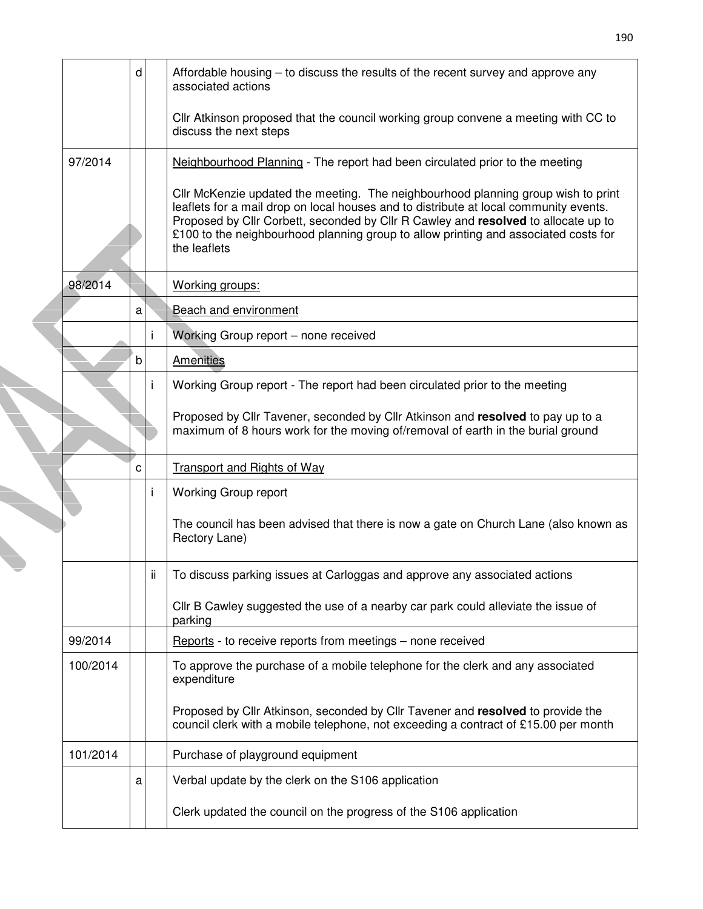| | | | |
|---|---|---|---|
| | d | | Affordable housing – to discuss the results of the recent survey and approve any associated actions<br><br>Cllr Atkinson proposed that the council working group convene a meeting with CC to discuss the next steps |
| 97/2014 | | | <u>Neighbourhood Planning</u> - The report had been circulated prior to the meeting<br><br>Cllr McKenzie updated the meeting. The neighbourhood planning group wish to print leaflets for a mail drop on local houses and to distribute at local community events. Proposed by Cllr Corbett, seconded by Cllr R Cawley and **resolved** to allocate up to £100 to the neighbourhood planning group to allow printing and associated costs for the leaflets |
| 98/2014 | | | <u>Working groups:</u> |
| | a | | <u>Beach and environment</u> |
| | | i | Working Group report – none received |
| | b | | <u>Amenities</u> |
| | | i | Working Group report - The report had been circulated prior to the meeting<br><br>Proposed by Cllr Tavener, seconded by Cllr Atkinson and **resolved** to pay up to a maximum of 8 hours work for the moving of/removal of earth in the burial ground |
| | c | | <u>Transport and Rights of Way</u> |
| | | i | Working Group report<br><br>The council has been advised that there is now a gate on Church Lane (also known as Rectory Lane) |
| | | ii | To discuss parking issues at Carloggas and approve any associated actions<br><br>Cllr B Cawley suggested the use of a nearby car park could alleviate the issue of parking |
| 99/2014 | | | <u>Reports</u> - to receive reports from meetings – none received |
| 100/2014 | | | To approve the purchase of a mobile telephone for the clerk and any associated expenditure<br><br>Proposed by Cllr Atkinson, seconded by Cllr Tavener and **resolved** to provide the council clerk with a mobile telephone, not exceeding a contract of £15.00 per month |
| 101/2014 | | | Purchase of playground equipment |
| | a | | Verbal update by the clerk on the S106 application<br><br>Clerk updated the council on the progress of the S106 application |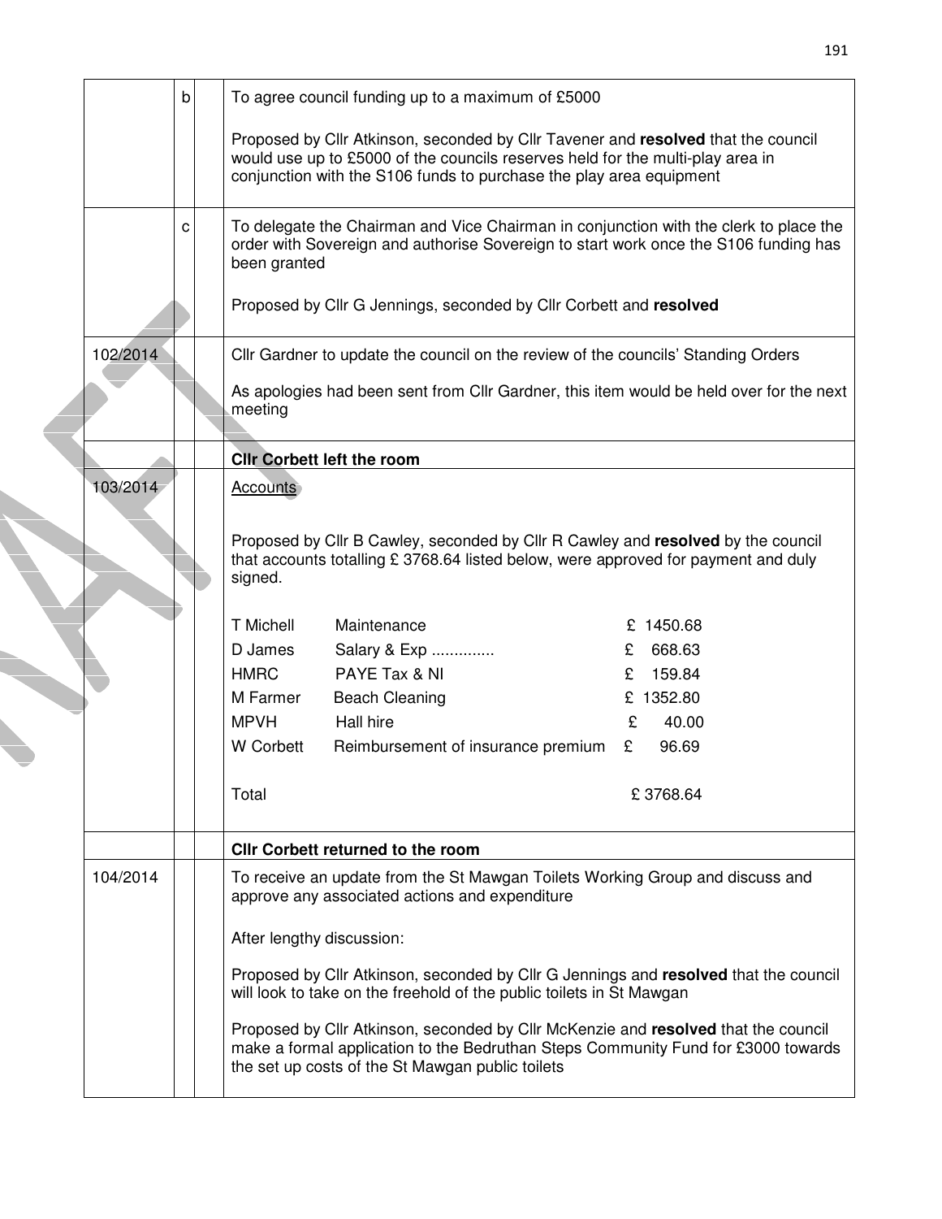| | | | |
|---|---|---|---|
| | b | | To agree council funding up to a maximum of £5000<br><br>Proposed by Cllr Atkinson, seconded by Cllr Tavener and **resolved** that the council would use up to £5000 of the councils reserves held for the multi-play area in conjunction with the S106 funds to purchase the play area equipment |
| | c | | To delegate the Chairman and Vice Chairman in conjunction with the clerk to place the order with Sovereign and authorise Sovereign to start work once the S106 funding has been granted<br><br>Proposed by Cllr G Jennings, seconded by Cllr Corbett and **resolved** |
| 102/2014 | | | Cllr Gardner to update the council on the review of the councils' Standing Orders<br><br>As apologies had been sent from Cllr Gardner, this item would be held over for the next meeting |
| | | | **Cllr Corbett left the room** |
| 103/2014 | | | Accounts<br><br>Proposed by Cllr B Cawley, seconded by Cllr R Cawley and **resolved** by the council that accounts totalling £ 3768.64 listed below, were approved for payment and duly signed.<br><br>T Michell — Maintenance — £ 1450.68<br>D James — Salary & Exp .............. — £ 668.63<br>HMRC — PAYE Tax & NI — £ 159.84<br>M Farmer — Beach Cleaning — £ 1352.80<br>MPVH — Hall hire — £ 40.00<br>W Corbett — Reimbursement of insurance premium — £ 96.69<br><br>Total — £ 3768.64 |
| | | | **Cllr Corbett returned to the room** |
| 104/2014 | | | To receive an update from the St Mawgan Toilets Working Group and discuss and approve any associated actions and expenditure<br><br>After lengthy discussion:<br><br>Proposed by Cllr Atkinson, seconded by Cllr G Jennings and **resolved** that the council will look to take on the freehold of the public toilets in St Mawgan<br><br>Proposed by Cllr Atkinson, seconded by Cllr McKenzie and **resolved** that the council make a formal application to the Bedruthan Steps Community Fund for £3000 towards the set up costs of the St Mawgan public toilets |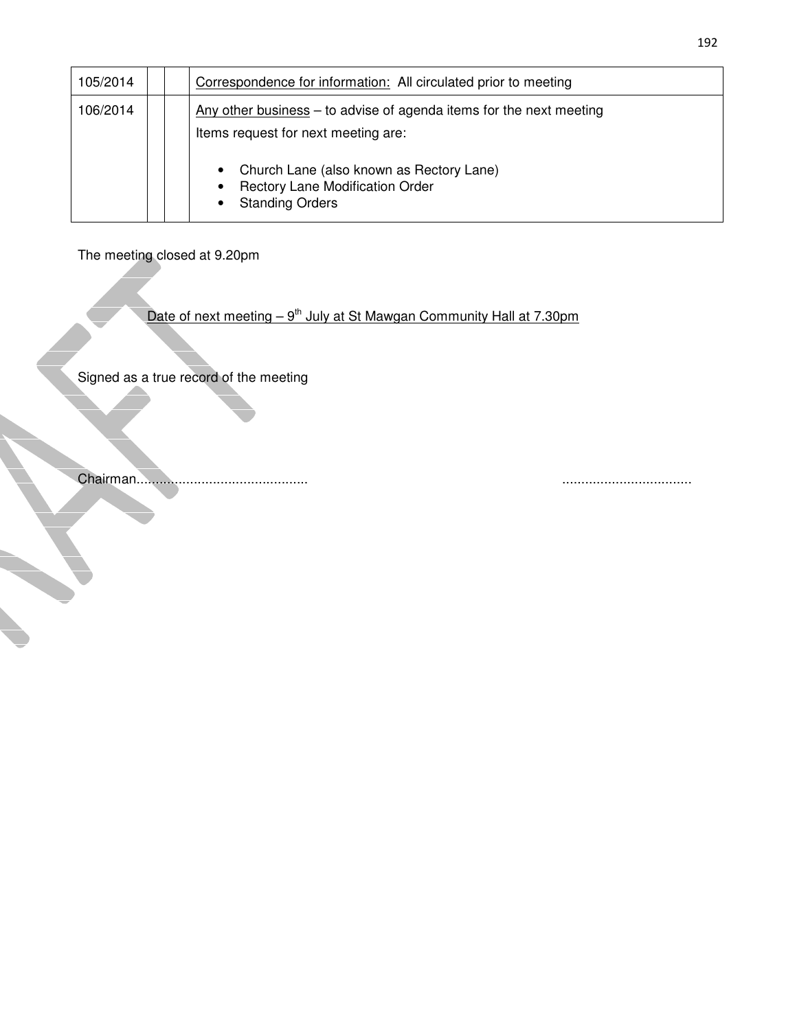| | | | |
|---|---|---|---|
| 105/2014 | | | Correspondence for information: All circulated prior to meeting |
| 106/2014 | | | Any other business – to advise of agenda items for the next meeting<br>Items request for next meeting are:<br>• Church Lane (also known as Rectory Lane)<br>• Rectory Lane Modification Order<br>• Standing Orders |

The meeting closed at 9.20pm

Date of next meeting – 9th July at St Mawgan Community Hall at 7.30pm

Signed as a true record of the meeting

Chairman.............................................                                                                    ..................................